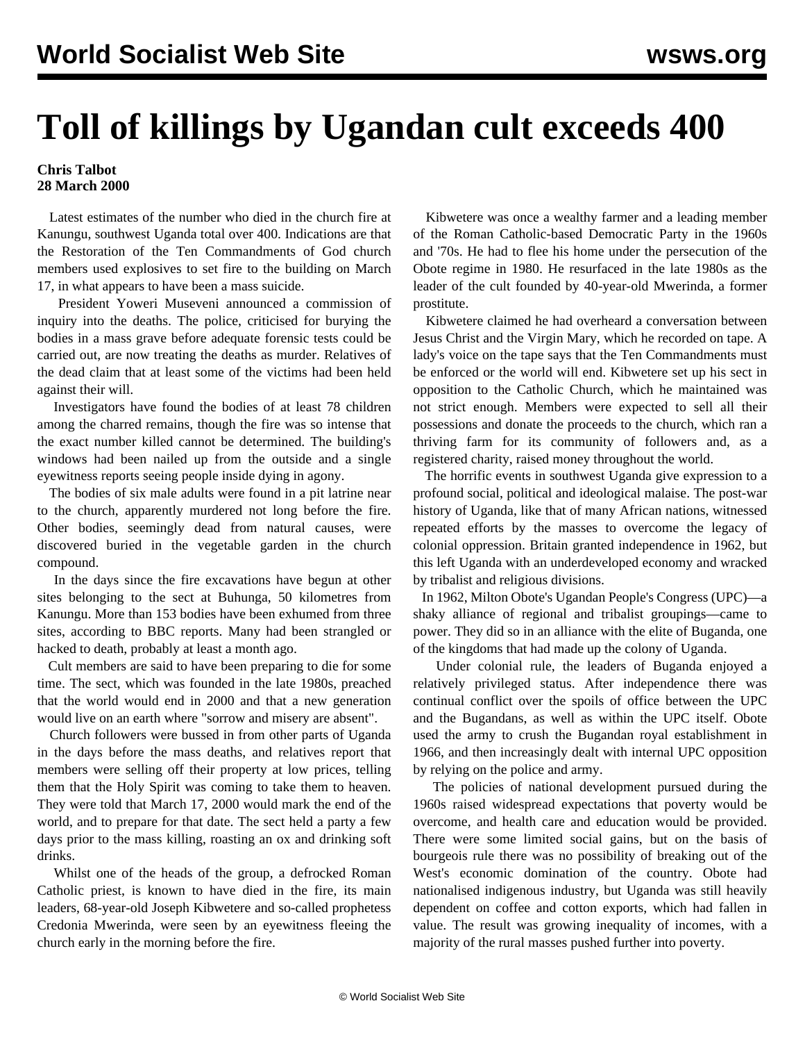# Toll of killings by Ugandan cult exceeds 400

**Chris Talbot**
**28 March 2000**

Latest estimates of the number who died in the church fire at Kanungu, southwest Uganda total over 400. Indications are that the Restoration of the Ten Commandments of God church members used explosives to set fire to the building on March 17, in what appears to have been a mass suicide.

President Yoweri Museveni announced a commission of inquiry into the deaths. The police, criticised for burying the bodies in a mass grave before adequate forensic tests could be carried out, are now treating the deaths as murder. Relatives of the dead claim that at least some of the victims had been held against their will.

Investigators have found the bodies of at least 78 children among the charred remains, though the fire was so intense that the exact number killed cannot be determined. The building's windows had been nailed up from the outside and a single eyewitness reports seeing people inside dying in agony.

The bodies of six male adults were found in a pit latrine near to the church, apparently murdered not long before the fire. Other bodies, seemingly dead from natural causes, were discovered buried in the vegetable garden in the church compound.

In the days since the fire excavations have begun at other sites belonging to the sect at Buhunga, 50 kilometres from Kanungu. More than 153 bodies have been exhumed from three sites, according to BBC reports. Many had been strangled or hacked to death, probably at least a month ago.

Cult members are said to have been preparing to die for some time. The sect, which was founded in the late 1980s, preached that the world would end in 2000 and that a new generation would live on an earth where "sorrow and misery are absent".

Church followers were bussed in from other parts of Uganda in the days before the mass deaths, and relatives report that members were selling off their property at low prices, telling them that the Holy Spirit was coming to take them to heaven. They were told that March 17, 2000 would mark the end of the world, and to prepare for that date. The sect held a party a few days prior to the mass killing, roasting an ox and drinking soft drinks.

Whilst one of the heads of the group, a defrocked Roman Catholic priest, is known to have died in the fire, its main leaders, 68-year-old Joseph Kibwetere and so-called prophetess Credonia Mwerinda, were seen by an eyewitness fleeing the church early in the morning before the fire.

Kibwetere was once a wealthy farmer and a leading member of the Roman Catholic-based Democratic Party in the 1960s and '70s. He had to flee his home under the persecution of the Obote regime in 1980. He resurfaced in the late 1980s as the leader of the cult founded by 40-year-old Mwerinda, a former prostitute.

Kibwetere claimed he had overheard a conversation between Jesus Christ and the Virgin Mary, which he recorded on tape. A lady's voice on the tape says that the Ten Commandments must be enforced or the world will end. Kibwetere set up his sect in opposition to the Catholic Church, which he maintained was not strict enough. Members were expected to sell all their possessions and donate the proceeds to the church, which ran a thriving farm for its community of followers and, as a registered charity, raised money throughout the world.

The horrific events in southwest Uganda give expression to a profound social, political and ideological malaise. The post-war history of Uganda, like that of many African nations, witnessed repeated efforts by the masses to overcome the legacy of colonial oppression. Britain granted independence in 1962, but this left Uganda with an underdeveloped economy and wracked by tribalist and religious divisions.

In 1962, Milton Obote's Ugandan People's Congress (UPC)—a shaky alliance of regional and tribalist groupings—came to power. They did so in an alliance with the elite of Buganda, one of the kingdoms that had made up the colony of Uganda.

Under colonial rule, the leaders of Buganda enjoyed a relatively privileged status. After independence there was continual conflict over the spoils of office between the UPC and the Bugandans, as well as within the UPC itself. Obote used the army to crush the Bugandan royal establishment in 1966, and then increasingly dealt with internal UPC opposition by relying on the police and army.

The policies of national development pursued during the 1960s raised widespread expectations that poverty would be overcome, and health care and education would be provided. There were some limited social gains, but on the basis of bourgeois rule there was no possibility of breaking out of the West's economic domination of the country. Obote had nationalised indigenous industry, but Uganda was still heavily dependent on coffee and cotton exports, which had fallen in value. The result was growing inequality of incomes, with a majority of the rural masses pushed further into poverty.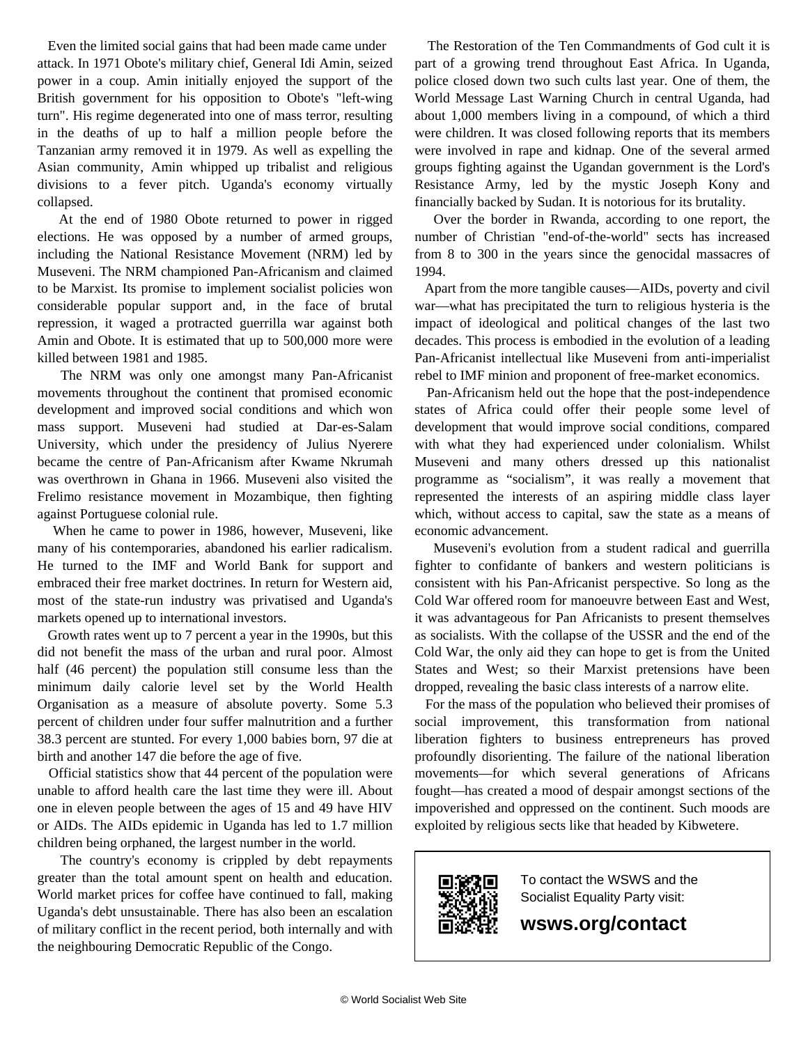Even the limited social gains that had been made came under attack. In 1971 Obote's military chief, General Idi Amin, seized power in a coup. Amin initially enjoyed the support of the British government for his opposition to Obote's "left-wing turn". His regime degenerated into one of mass terror, resulting in the deaths of up to half a million people before the Tanzanian army removed it in 1979. As well as expelling the Asian community, Amin whipped up tribalist and religious divisions to a fever pitch. Uganda's economy virtually collapsed.

At the end of 1980 Obote returned to power in rigged elections. He was opposed by a number of armed groups, including the National Resistance Movement (NRM) led by Museveni. The NRM championed Pan-Africanism and claimed to be Marxist. Its promise to implement socialist policies won considerable popular support and, in the face of brutal repression, it waged a protracted guerrilla war against both Amin and Obote. It is estimated that up to 500,000 more were killed between 1981 and 1985.

The NRM was only one amongst many Pan-Africanist movements throughout the continent that promised economic development and improved social conditions and which won mass support. Museveni had studied at Dar-es-Salam University, which under the presidency of Julius Nyerere became the centre of Pan-Africanism after Kwame Nkrumah was overthrown in Ghana in 1966. Museveni also visited the Frelimo resistance movement in Mozambique, then fighting against Portuguese colonial rule.

When he came to power in 1986, however, Museveni, like many of his contemporaries, abandoned his earlier radicalism. He turned to the IMF and World Bank for support and embraced their free market doctrines. In return for Western aid, most of the state-run industry was privatised and Uganda's markets opened up to international investors.

Growth rates went up to 7 percent a year in the 1990s, but this did not benefit the mass of the urban and rural poor. Almost half (46 percent) the population still consume less than the minimum daily calorie level set by the World Health Organisation as a measure of absolute poverty. Some 5.3 percent of children under four suffer malnutrition and a further 38.3 percent are stunted. For every 1,000 babies born, 97 die at birth and another 147 die before the age of five.

Official statistics show that 44 percent of the population were unable to afford health care the last time they were ill. About one in eleven people between the ages of 15 and 49 have HIV or AIDs. The AIDs epidemic in Uganda has led to 1.7 million children being orphaned, the largest number in the world.

The country's economy is crippled by debt repayments greater than the total amount spent on health and education. World market prices for coffee have continued to fall, making Uganda's debt unsustainable. There has also been an escalation of military conflict in the recent period, both internally and with the neighbouring Democratic Republic of the Congo.

The Restoration of the Ten Commandments of God cult it is part of a growing trend throughout East Africa. In Uganda, police closed down two such cults last year. One of them, the World Message Last Warning Church in central Uganda, had about 1,000 members living in a compound, of which a third were children. It was closed following reports that its members were involved in rape and kidnap. One of the several armed groups fighting against the Ugandan government is the Lord's Resistance Army, led by the mystic Joseph Kony and financially backed by Sudan. It is notorious for its brutality.

Over the border in Rwanda, according to one report, the number of Christian "end-of-the-world" sects has increased from 8 to 300 in the years since the genocidal massacres of 1994.

Apart from the more tangible causes—AIDs, poverty and civil war—what has precipitated the turn to religious hysteria is the impact of ideological and political changes of the last two decades. This process is embodied in the evolution of a leading Pan-Africanist intellectual like Museveni from anti-imperialist rebel to IMF minion and proponent of free-market economics.

Pan-Africanism held out the hope that the post-independence states of Africa could offer their people some level of development that would improve social conditions, compared with what they had experienced under colonialism. Whilst Museveni and many others dressed up this nationalist programme as "socialism", it was really a movement that represented the interests of an aspiring middle class layer which, without access to capital, saw the state as a means of economic advancement.

Museveni's evolution from a student radical and guerrilla fighter to confidante of bankers and western politicians is consistent with his Pan-Africanist perspective. So long as the Cold War offered room for manoeuvre between East and West, it was advantageous for Pan Africanists to present themselves as socialists. With the collapse of the USSR and the end of the Cold War, the only aid they can hope to get is from the United States and West; so their Marxist pretensions have been dropped, revealing the basic class interests of a narrow elite.

For the mass of the population who believed their promises of social improvement, this transformation from national liberation fighters to business entrepreneurs has proved profoundly disorienting. The failure of the national liberation movements—for which several generations of Africans fought—has created a mood of despair amongst sections of the impoverished and oppressed on the continent. Such moods are exploited by religious sects like that headed by Kibwetere.

To contact the WSWS and the Socialist Equality Party visit:

**wsws.org/contact**